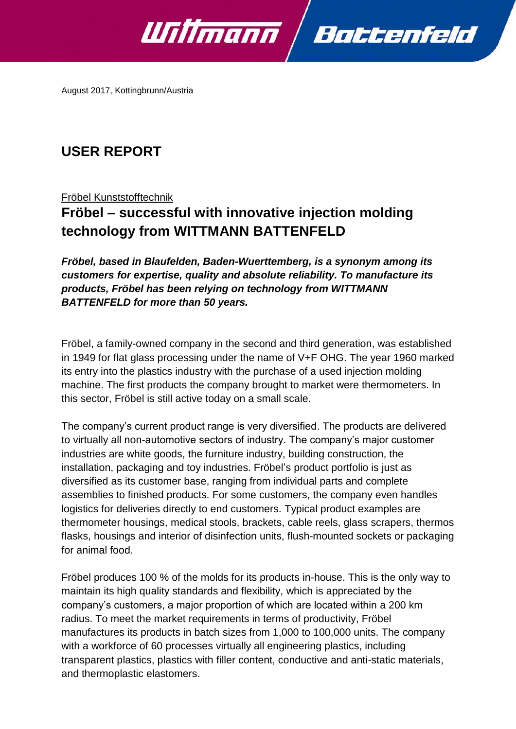August 2017, Kottingbrunn/Austria

# USER REPORT

Fröbel Kunststofftechnik

## Fröbel – successful with innovative injection molding technology from WITTMANN BATTENFELD

***Fröbel, based in Blaufelden, Baden-Wuerttemberg, is a synonym among its customers for expertise, quality and absolute reliability. To manufacture its products, Fröbel has been relying on technology from WITTMANN BATTENFELD for more than 50 years.***

Fröbel, a family-owned company in the second and third generation, was established in 1949 for flat glass processing under the name of V+F OHG. The year 1960 marked its entry into the plastics industry with the purchase of a used injection molding machine. The first products the company brought to market were thermometers. In this sector, Fröbel is still active today on a small scale.

The company's current product range is very diversified. The products are delivered to virtually all non-automotive sectors of industry. The company's major customer industries are white goods, the furniture industry, building construction, the installation, packaging and toy industries. Fröbel's product portfolio is just as diversified as its customer base, ranging from individual parts and complete assemblies to finished products. For some customers, the company even handles logistics for deliveries directly to end customers. Typical product examples are thermometer housings, medical stools, brackets, cable reels, glass scrapers, thermos flasks, housings and interior of disinfection units, flush-mounted sockets or packaging for animal food.

Fröbel produces 100 % of the molds for its products in-house. This is the only way to maintain its high quality standards and flexibility, which is appreciated by the company's customers, a major proportion of which are located within a 200 km radius. To meet the market requirements in terms of productivity, Fröbel manufactures its products in batch sizes from 1,000 to 100,000 units. The company with a workforce of 60 processes virtually all engineering plastics, including transparent plastics, plastics with filler content, conductive and anti-static materials, and thermoplastic elastomers.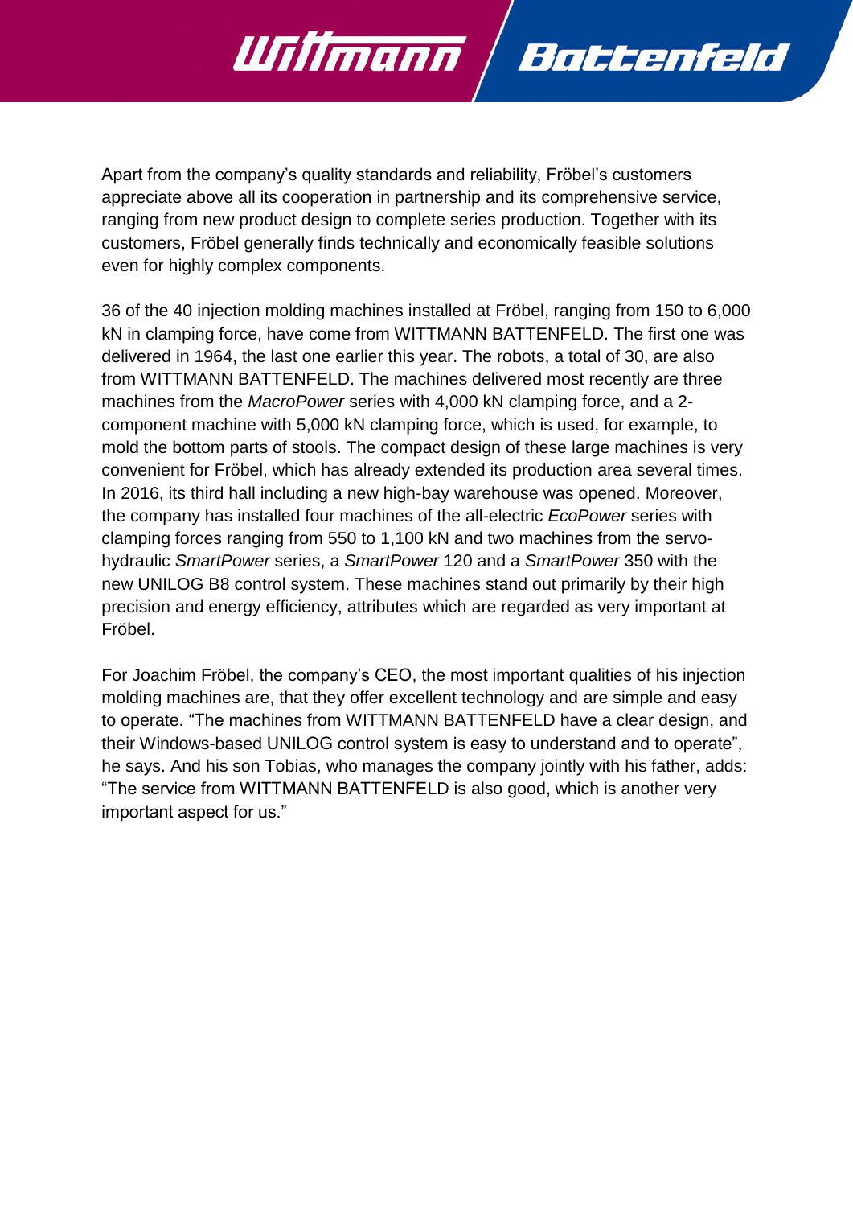Apart from the company's quality standards and reliability, Fröbel's customers appreciate above all its cooperation in partnership and its comprehensive service, ranging from new product design to complete series production. Together with its customers, Fröbel generally finds technically and economically feasible solutions even for highly complex components.

36 of the 40 injection molding machines installed at Fröbel, ranging from 150 to 6,000 kN in clamping force, have come from WITTMANN BATTENFELD. The first one was delivered in 1964, the last one earlier this year. The robots, a total of 30, are also from WITTMANN BATTENFELD. The machines delivered most recently are three machines from the *MacroPower* series with 4,000 kN clamping force, and a 2-component machine with 5,000 kN clamping force, which is used, for example, to mold the bottom parts of stools. The compact design of these large machines is very convenient for Fröbel, which has already extended its production area several times. In 2016, its third hall including a new high-bay warehouse was opened. Moreover, the company has installed four machines of the all-electric *EcoPower* series with clamping forces ranging from 550 to 1,100 kN and two machines from the servo-hydraulic *SmartPower* series, a *SmartPower* 120 and a *SmartPower* 350 with the new UNILOG B8 control system. These machines stand out primarily by their high precision and energy efficiency, attributes which are regarded as very important at Fröbel.

For Joachim Fröbel, the company's CEO, the most important qualities of his injection molding machines are, that they offer excellent technology and are simple and easy to operate. "The machines from WITTMANN BATTENFELD have a clear design, and their Windows-based UNILOG control system is easy to understand and to operate", he says. And his son Tobias, who manages the company jointly with his father, adds: "The service from WITTMANN BATTENFELD is also good, which is another very important aspect for us."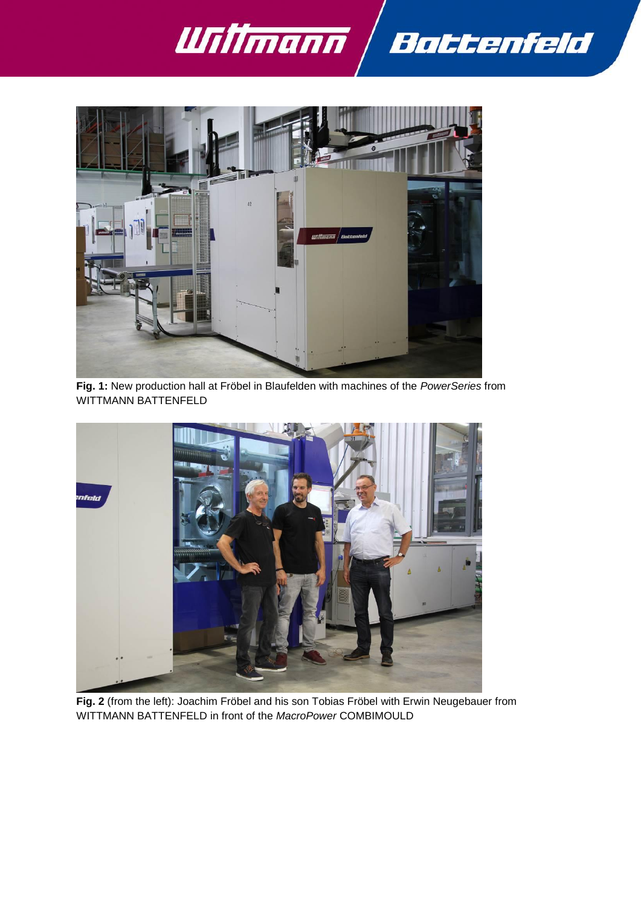**Fig. 1:** New production hall at Fröbel in Blaufelden with machines of the *PowerSeries* from WITTMANN BATTENFELD

**Fig. 2** (from the left): Joachim Fröbel and his son Tobias Fröbel with Erwin Neugebauer from WITTMANN BATTENFELD in front of the *MacroPower* COMBIMOULD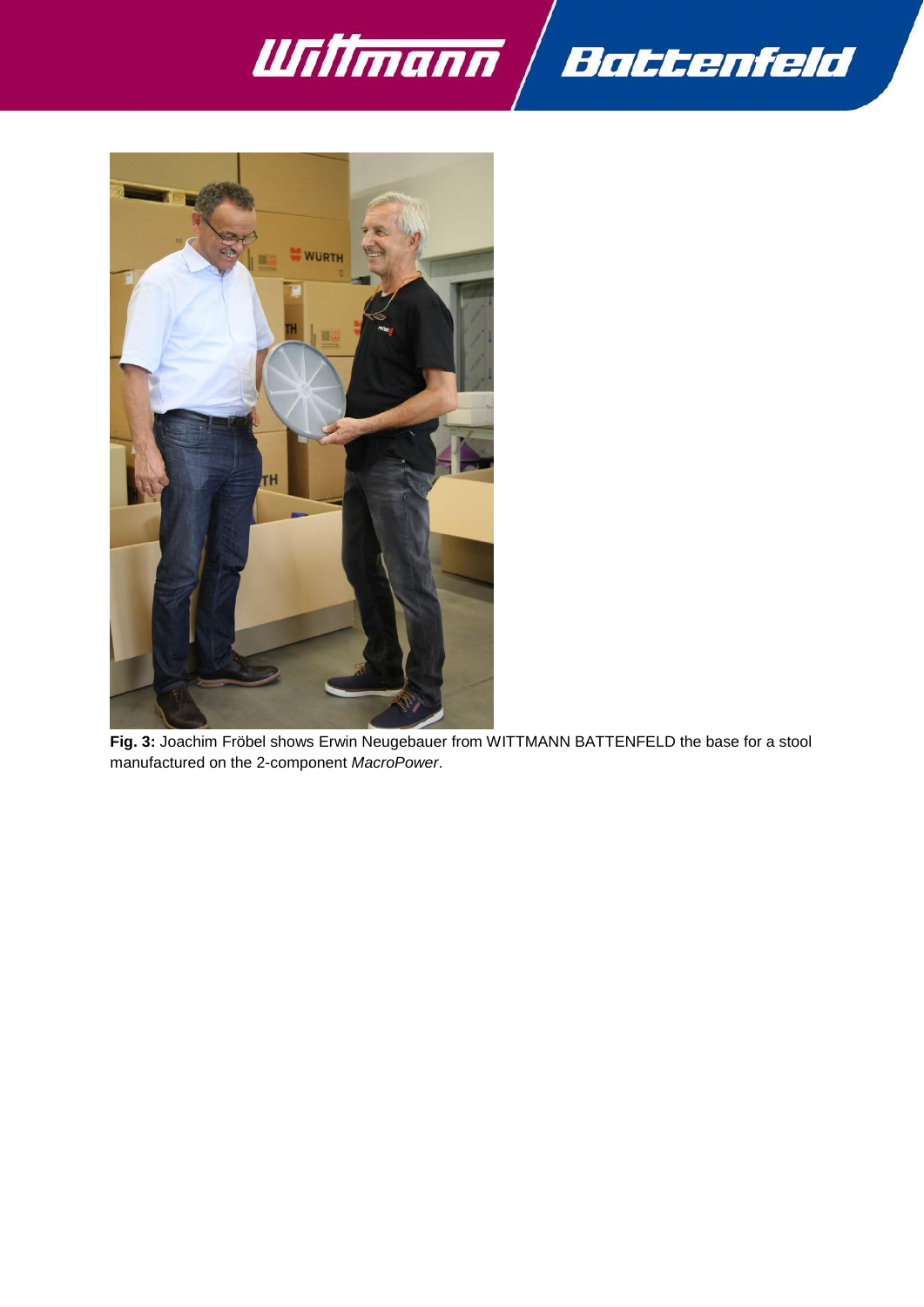**Fig. 3:** Joachim Fröbel shows Erwin Neugebauer from WITTMANN BATTENFELD the base for a stool manufactured on the 2-component *MacroPower*.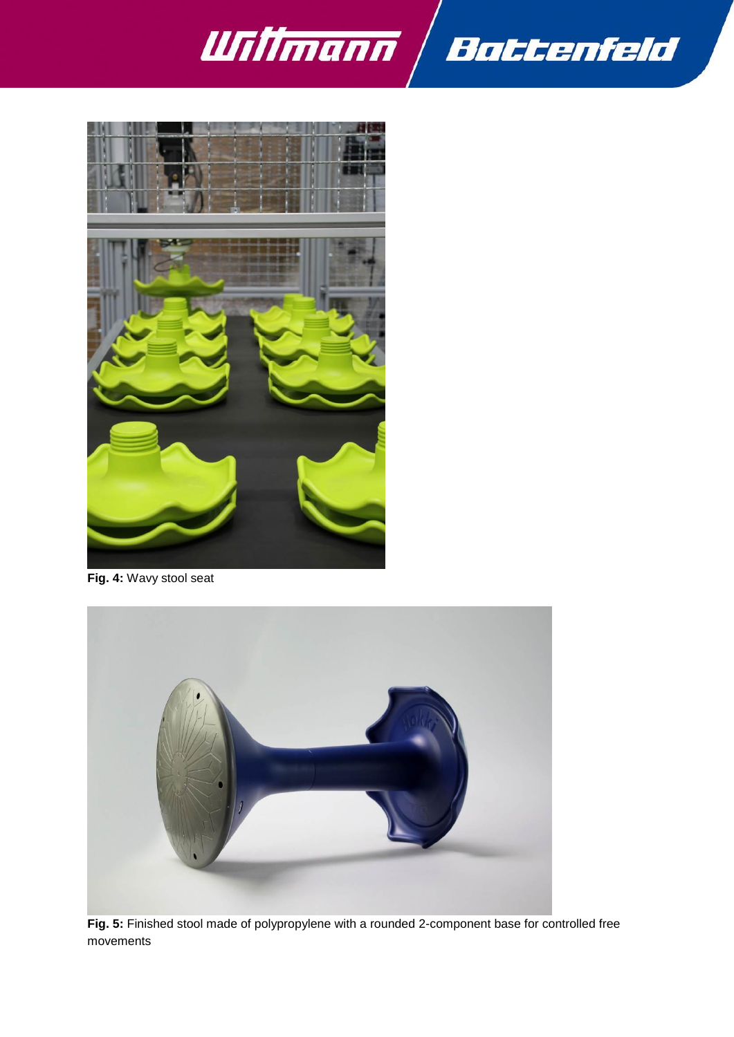**Fig. 4:** Wavy stool seat

**Fig. 5:** Finished stool made of polypropylene with a rounded 2-component base for controlled free movements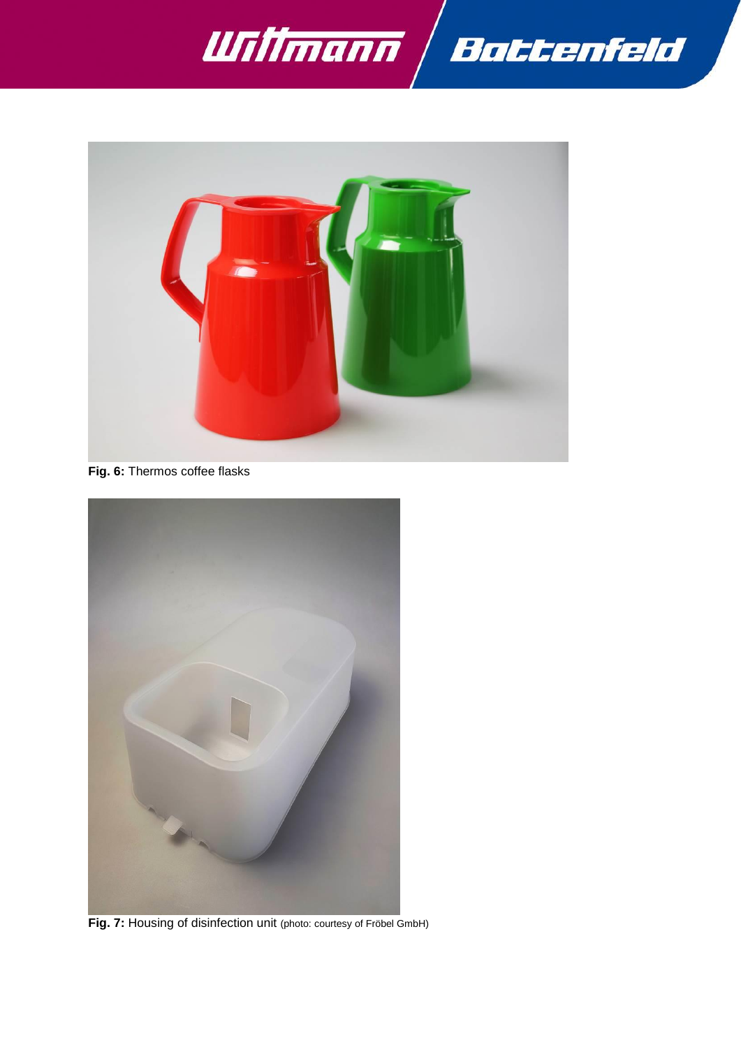**Fig. 6:** Thermos coffee flasks

**Fig. 7:** Housing of disinfection unit (photo: courtesy of Fröbel GmbH)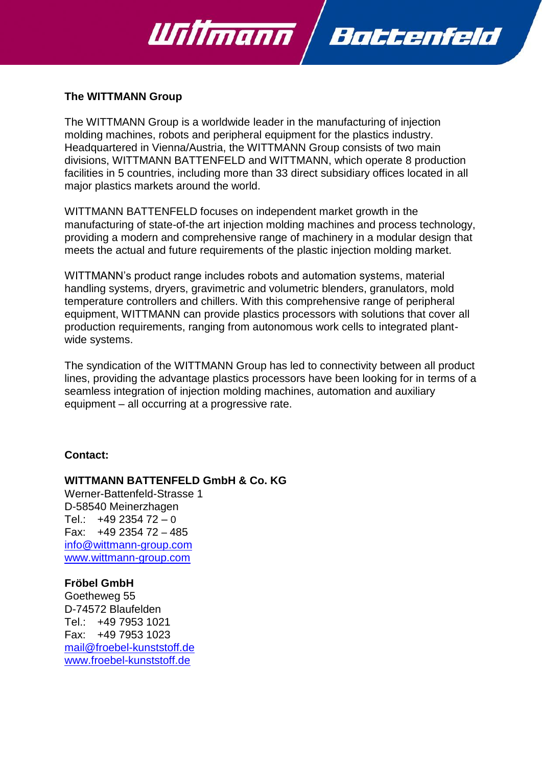**The WITTMANN Group**

The WITTMANN Group is a worldwide leader in the manufacturing of injection molding machines, robots and peripheral equipment for the plastics industry. Headquartered in Vienna/Austria, the WITTMANN Group consists of two main divisions, WITTMANN BATTENFELD and WITTMANN, which operate 8 production facilities in 5 countries, including more than 33 direct subsidiary offices located in all major plastics markets around the world.

WITTMANN BATTENFELD focuses on independent market growth in the manufacturing of state-of-the art injection molding machines and process technology, providing a modern and comprehensive range of machinery in a modular design that meets the actual and future requirements of the plastic injection molding market.

WITTMANN's product range includes robots and automation systems, material handling systems, dryers, gravimetric and volumetric blenders, granulators, mold temperature controllers and chillers. With this comprehensive range of peripheral equipment, WITTMANN can provide plastics processors with solutions that cover all production requirements, ranging from autonomous work cells to integrated plant-wide systems.

The syndication of the WITTMANN Group has led to connectivity between all product lines, providing the advantage plastics processors have been looking for in terms of a seamless integration of injection molding machines, automation and auxiliary equipment – all occurring at a progressive rate.

**Contact:**

**WITTMANN BATTENFELD GmbH & Co. KG**
Werner-Battenfeld-Strasse 1
D-58540 Meinerzhagen
Tel.: +49 2354 72 – 0
Fax: +49 2354 72 – 485
info@wittmann-group.com
www.wittmann-group.com

**Fröbel GmbH**
Goetheweg 55
D-74572 Blaufelden
Tel.: +49 7953 1021
Fax: +49 7953 1023
mail@froebel-kunststoff.de
www.froebel-kunststoff.de